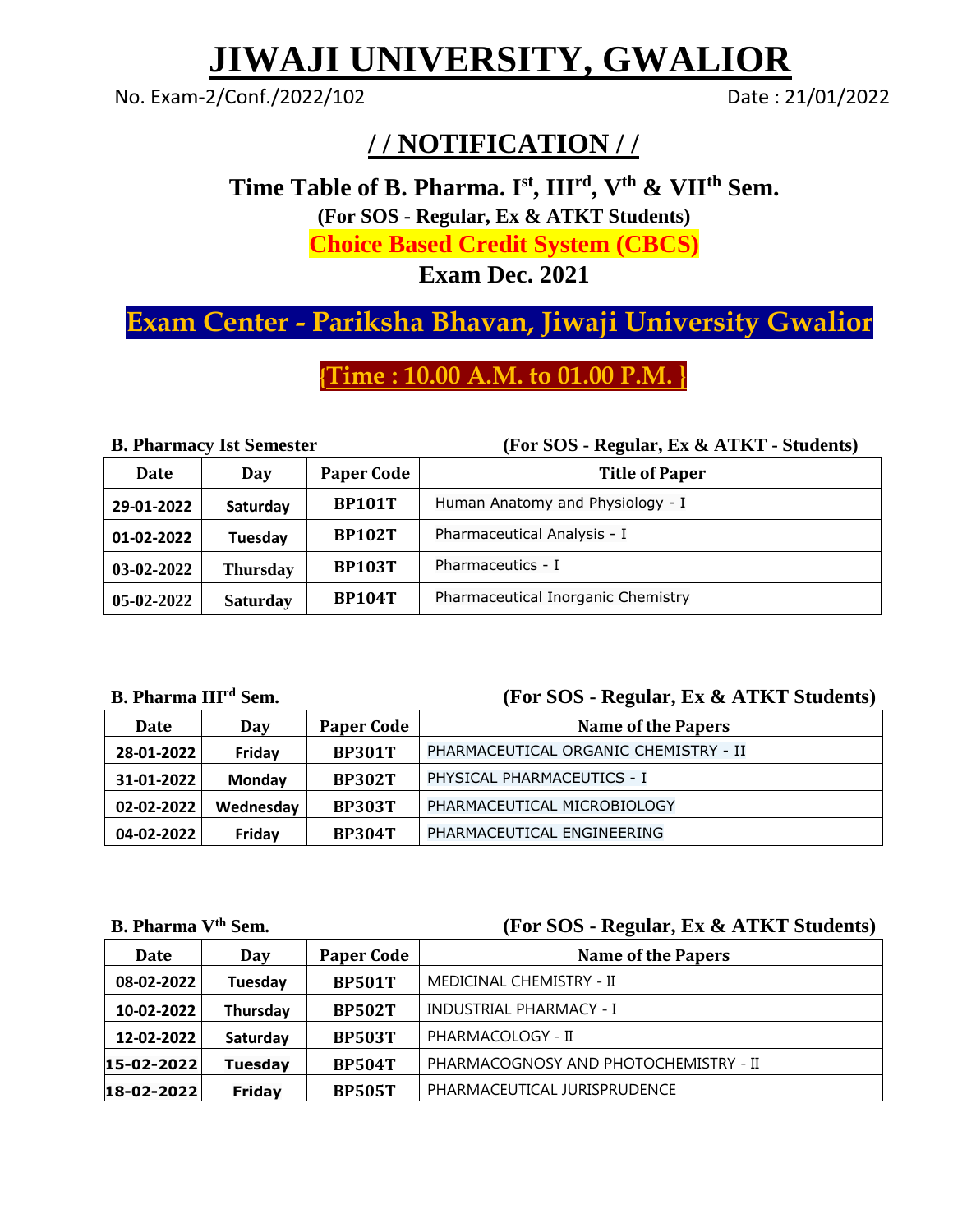# JIWAJI UNIVERSITY, GWALIOR

No. Exam-2/Conf./2022/102 Date : 21/01/2022

## / / NOTIFICATION / /

**Time Table of B. Pharma. I$^{st}$, III$^{rd}$, V$^{th}$ & VII$^{th}$ Sem.**

**(For SOS - Regular, Ex & ATKT Students)**

**Choice Based Credit System (CBCS)**

**Exam Dec. 2021**

**Exam Center - Pariksha Bhavan, Jiwaji University Gwalior**

**{Time : 10.00 A.M. to 01.00 P.M. }**

**B. Pharmacy Ist Semester** **(For SOS - Regular, Ex & ATKT - Students)**

| Date | Day | Paper Code | Title of Paper |
|---|---|---|---|
| 29-01-2022 | Saturday | BP101T | Human Anatomy and Physiology - I |
| 01-02-2022 | Tuesday | BP102T | Pharmaceutical Analysis - I |
| 03-02-2022 | Thursday | BP103T | Pharmaceutics - I |
| 05-02-2022 | Saturday | BP104T | Pharmaceutical Inorganic Chemistry |

**B. Pharma III$^{rd}$ Sem.** **(For SOS - Regular, Ex & ATKT Students)**

| Date | Day | Paper Code | Name of the Papers |
|---|---|---|---|
| 28-01-2022 | Friday | BP301T | PHARMACEUTICAL ORGANIC CHEMISTRY - II |
| 31-01-2022 | Monday | BP302T | PHYSICAL PHARMACEUTICS - I |
| 02-02-2022 | Wednesday | BP303T | PHARMACEUTICAL MICROBIOLOGY |
| 04-02-2022 | Friday | BP304T | PHARMACEUTICAL ENGINEERING |

**B. Pharma V$^{th}$ Sem.** **(For SOS - Regular, Ex & ATKT Students)**

| Date | Day | Paper Code | Name of the Papers |
|---|---|---|---|
| 08-02-2022 | Tuesday | BP501T | MEDICINAL CHEMISTRY - II |
| 10-02-2022 | Thursday | BP502T | INDUSTRIAL PHARMACY - I |
| 12-02-2022 | Saturday | BP503T | PHARMACOLOGY - II |
| 15-02-2022 | Tuesday | BP504T | PHARMACOGNOSY AND PHOTOCHEMISTRY - II |
| 18-02-2022 | Friday | BP505T | PHARMACEUTICAL JURISPRUDENCE |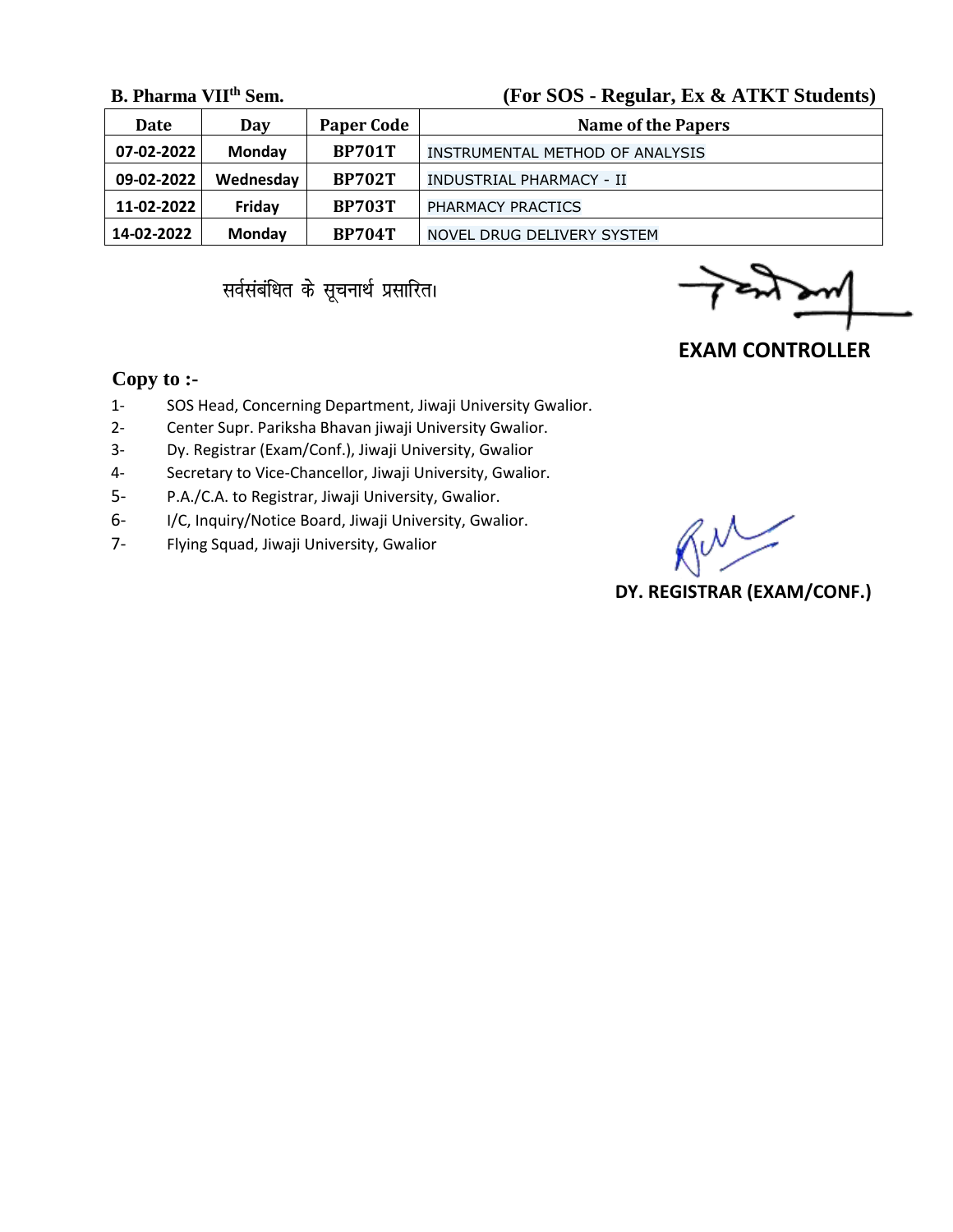**B. Pharma VII[th] Sem.** **(For SOS - Regular, Ex & ATKT Students)**

| Date | Day | Paper Code | Name of the Papers |
|---|---|---|---|
| 07-02-2022 | Monday | BP701T | INSTRUMENTAL METHOD OF ANALYSIS |
| 09-02-2022 | Wednesday | BP702T | INDUSTRIAL PHARMACY - II |
| 11-02-2022 | Friday | BP703T | PHARMACY PRACTICS |
| 14-02-2022 | Monday | BP704T | NOVEL DRUG DELIVERY SYSTEM |

सर्वसंबंधित के सूचनार्थ प्रसारित।

**EXAM CONTROLLER**

**Copy to :-**

1- SOS Head, Concerning Department, Jiwaji University Gwalior.
2- Center Supr. Pariksha Bhavan jiwaji University Gwalior.
3- Dy. Registrar (Exam/Conf.), Jiwaji University, Gwalior
4- Secretary to Vice-Chancellor, Jiwaji University, Gwalior.
5- P.A./C.A. to Registrar, Jiwaji University, Gwalior.
6- I/C, Inquiry/Notice Board, Jiwaji University, Gwalior.
7- Flying Squad, Jiwaji University, Gwalior

**DY. REGISTRAR (EXAM/CONF.)**